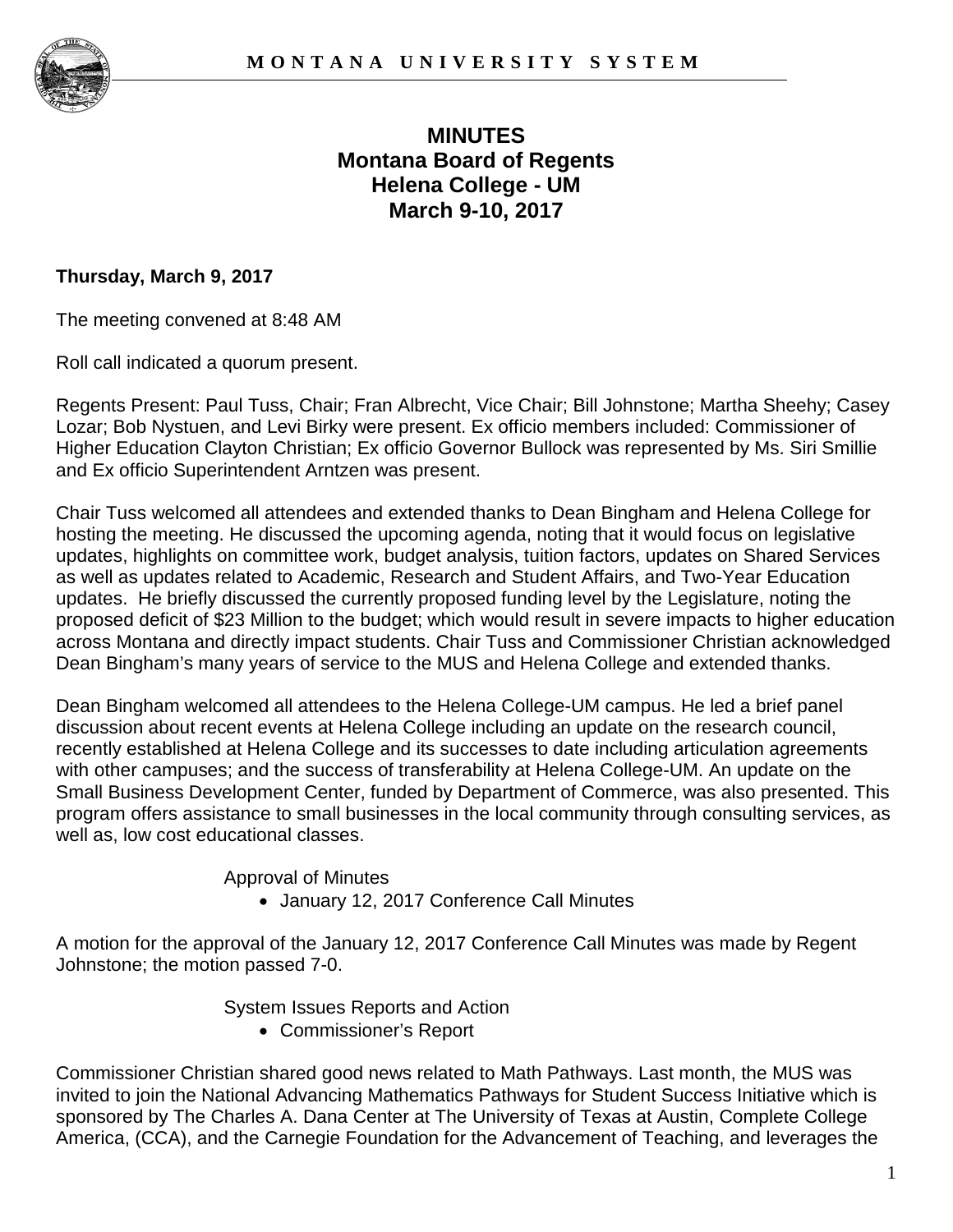# MINUTES
## Montana Board of Regents
## Helena College - UM
## March 9-10, 2017

**Thursday, March 9, 2017**

The meeting convened at 8:48 AM

Roll call indicated a quorum present.

Regents Present: Paul Tuss, Chair; Fran Albrecht, Vice Chair; Bill Johnstone; Martha Sheehy; Casey Lozar; Bob Nystuen, and Levi Birky were present. Ex officio members included: Commissioner of Higher Education Clayton Christian; Ex officio Governor Bullock was represented by Ms. Siri Smillie and Ex officio Superintendent Arntzen was present.

Chair Tuss welcomed all attendees and extended thanks to Dean Bingham and Helena College for hosting the meeting. He discussed the upcoming agenda, noting that it would focus on legislative updates, highlights on committee work, budget analysis, tuition factors, updates on Shared Services as well as updates related to Academic, Research and Student Affairs, and Two-Year Education updates. He briefly discussed the currently proposed funding level by the Legislature, noting the proposed deficit of $23 Million to the budget; which would result in severe impacts to higher education across Montana and directly impact students. Chair Tuss and Commissioner Christian acknowledged Dean Bingham's many years of service to the MUS and Helena College and extended thanks.

Dean Bingham welcomed all attendees to the Helena College-UM campus. He led a brief panel discussion about recent events at Helena College including an update on the research council, recently established at Helena College and its successes to date including articulation agreements with other campuses; and the success of transferability at Helena College-UM. An update on the Small Business Development Center, funded by Department of Commerce, was also presented. This program offers assistance to small businesses in the local community through consulting services, as well as, low cost educational classes.

Approval of Minutes

- January 12, 2017 Conference Call Minutes

A motion for the approval of the January 12, 2017 Conference Call Minutes was made by Regent Johnstone; the motion passed 7-0.

System Issues Reports and Action

- Commissioner's Report

Commissioner Christian shared good news related to Math Pathways. Last month, the MUS was invited to join the National Advancing Mathematics Pathways for Student Success Initiative which is sponsored by The Charles A. Dana Center at The University of Texas at Austin, Complete College America, (CCA), and the Carnegie Foundation for the Advancement of Teaching, and leverages the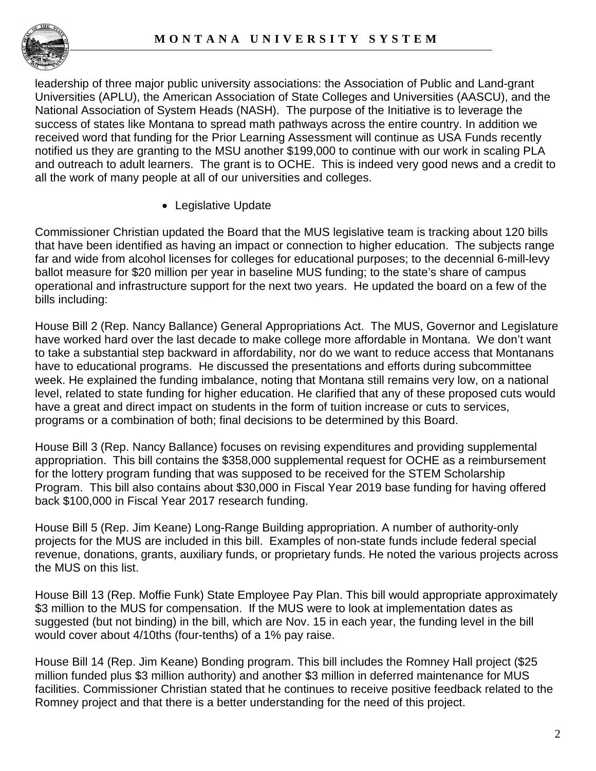leadership of three major public university associations: the Association of Public and Land-grant Universities (APLU), the American Association of State Colleges and Universities (AASCU), and the National Association of System Heads (NASH). The purpose of the Initiative is to leverage the success of states like Montana to spread math pathways across the entire country. In addition we received word that funding for the Prior Learning Assessment will continue as USA Funds recently notified us they are granting to the MSU another $199,000 to continue with our work in scaling PLA and outreach to adult learners. The grant is to OCHE. This is indeed very good news and a credit to all the work of many people at all of our universities and colleges.

- Legislative Update

Commissioner Christian updated the Board that the MUS legislative team is tracking about 120 bills that have been identified as having an impact or connection to higher education. The subjects range far and wide from alcohol licenses for colleges for educational purposes; to the decennial 6-mill-levy ballot measure for $20 million per year in baseline MUS funding; to the state's share of campus operational and infrastructure support for the next two years. He updated the board on a few of the bills including:

House Bill 2 (Rep. Nancy Ballance) General Appropriations Act. The MUS, Governor and Legislature have worked hard over the last decade to make college more affordable in Montana. We don't want to take a substantial step backward in affordability, nor do we want to reduce access that Montanans have to educational programs. He discussed the presentations and efforts during subcommittee week. He explained the funding imbalance, noting that Montana still remains very low, on a national level, related to state funding for higher education. He clarified that any of these proposed cuts would have a great and direct impact on students in the form of tuition increase or cuts to services, programs or a combination of both; final decisions to be determined by this Board.

House Bill 3 (Rep. Nancy Ballance) focuses on revising expenditures and providing supplemental appropriation. This bill contains the $358,000 supplemental request for OCHE as a reimbursement for the lottery program funding that was supposed to be received for the STEM Scholarship Program. This bill also contains about $30,000 in Fiscal Year 2019 base funding for having offered back $100,000 in Fiscal Year 2017 research funding.

House Bill 5 (Rep. Jim Keane) Long-Range Building appropriation. A number of authority-only projects for the MUS are included in this bill. Examples of non-state funds include federal special revenue, donations, grants, auxiliary funds, or proprietary funds. He noted the various projects across the MUS on this list.

House Bill 13 (Rep. Moffie Funk) State Employee Pay Plan. This bill would appropriate approximately $3 million to the MUS for compensation. If the MUS were to look at implementation dates as suggested (but not binding) in the bill, which are Nov. 15 in each year, the funding level in the bill would cover about 4/10ths (four-tenths) of a 1% pay raise.

House Bill 14 (Rep. Jim Keane) Bonding program. This bill includes the Romney Hall project ($25 million funded plus $3 million authority) and another $3 million in deferred maintenance for MUS facilities. Commissioner Christian stated that he continues to receive positive feedback related to the Romney project and that there is a better understanding for the need of this project.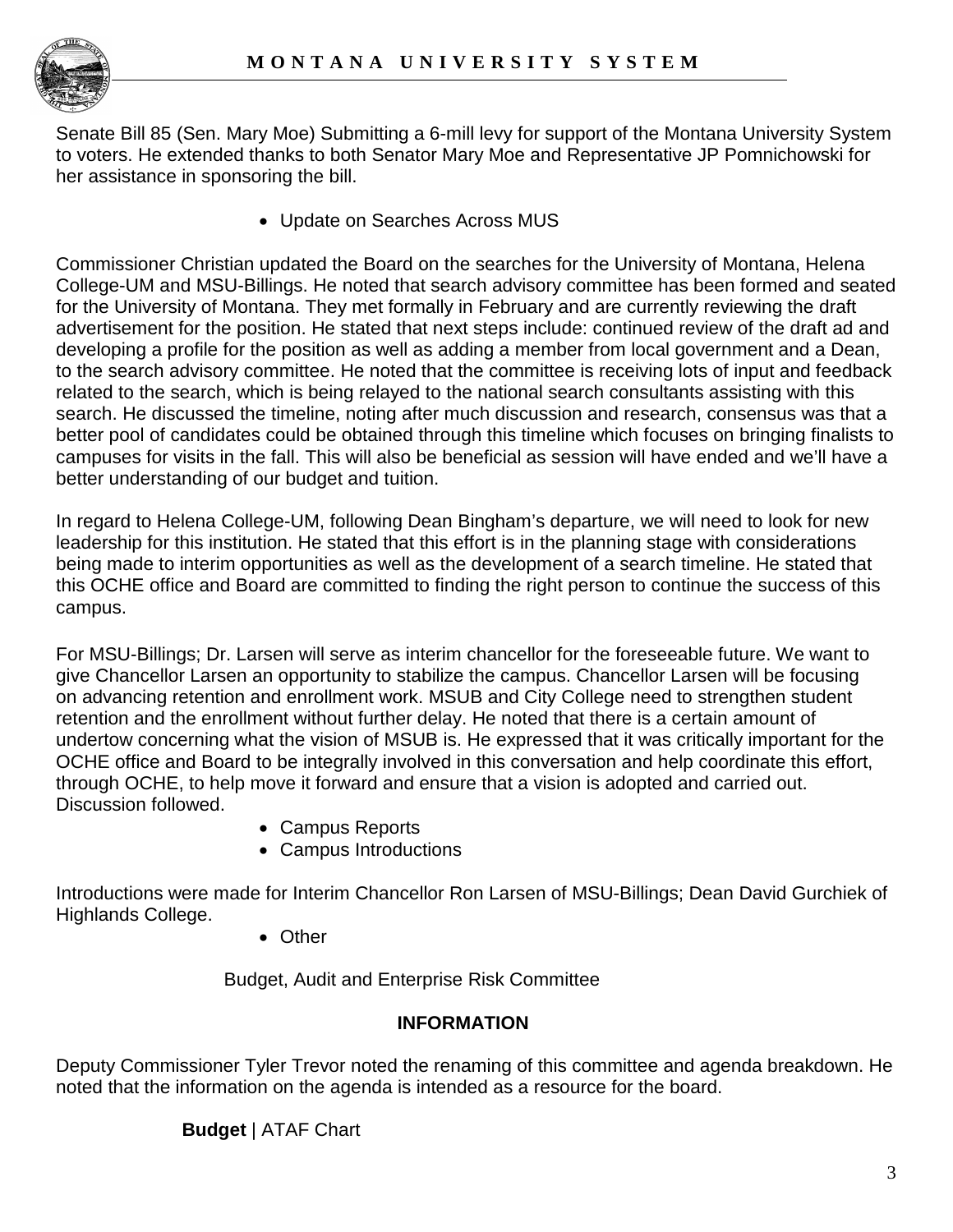Senate Bill 85 (Sen. Mary Moe) Submitting a 6-mill levy for support of the Montana University System to voters. He extended thanks to both Senator Mary Moe and Representative JP Pomnichowski for her assistance in sponsoring the bill.

- Update on Searches Across MUS

Commissioner Christian updated the Board on the searches for the University of Montana, Helena College-UM and MSU-Billings. He noted that search advisory committee has been formed and seated for the University of Montana. They met formally in February and are currently reviewing the draft advertisement for the position. He stated that next steps include: continued review of the draft ad and developing a profile for the position as well as adding a member from local government and a Dean, to the search advisory committee. He noted that the committee is receiving lots of input and feedback related to the search, which is being relayed to the national search consultants assisting with this search. He discussed the timeline, noting after much discussion and research, consensus was that a better pool of candidates could be obtained through this timeline which focuses on bringing finalists to campuses for visits in the fall. This will also be beneficial as session will have ended and we'll have a better understanding of our budget and tuition.

In regard to Helena College-UM, following Dean Bingham's departure, we will need to look for new leadership for this institution. He stated that this effort is in the planning stage with considerations being made to interim opportunities as well as the development of a search timeline. He stated that this OCHE office and Board are committed to finding the right person to continue the success of this campus.

For MSU-Billings; Dr. Larsen will serve as interim chancellor for the foreseeable future. We want to give Chancellor Larsen an opportunity to stabilize the campus. Chancellor Larsen will be focusing on advancing retention and enrollment work. MSUB and City College need to strengthen student retention and the enrollment without further delay. He noted that there is a certain amount of undertow concerning what the vision of MSUB is. He expressed that it was critically important for the OCHE office and Board to be integrally involved in this conversation and help coordinate this effort, through OCHE, to help move it forward and ensure that a vision is adopted and carried out. Discussion followed.

- Campus Reports
- Campus Introductions

Introductions were made for Interim Chancellor Ron Larsen of MSU-Billings; Dean David Gurchiek of Highlands College.

- Other

Budget, Audit and Enterprise Risk Committee

**INFORMATION**

Deputy Commissioner Tyler Trevor noted the renaming of this committee and agenda breakdown. He noted that the information on the agenda is intended as a resource for the board.

**Budget** | ATAF Chart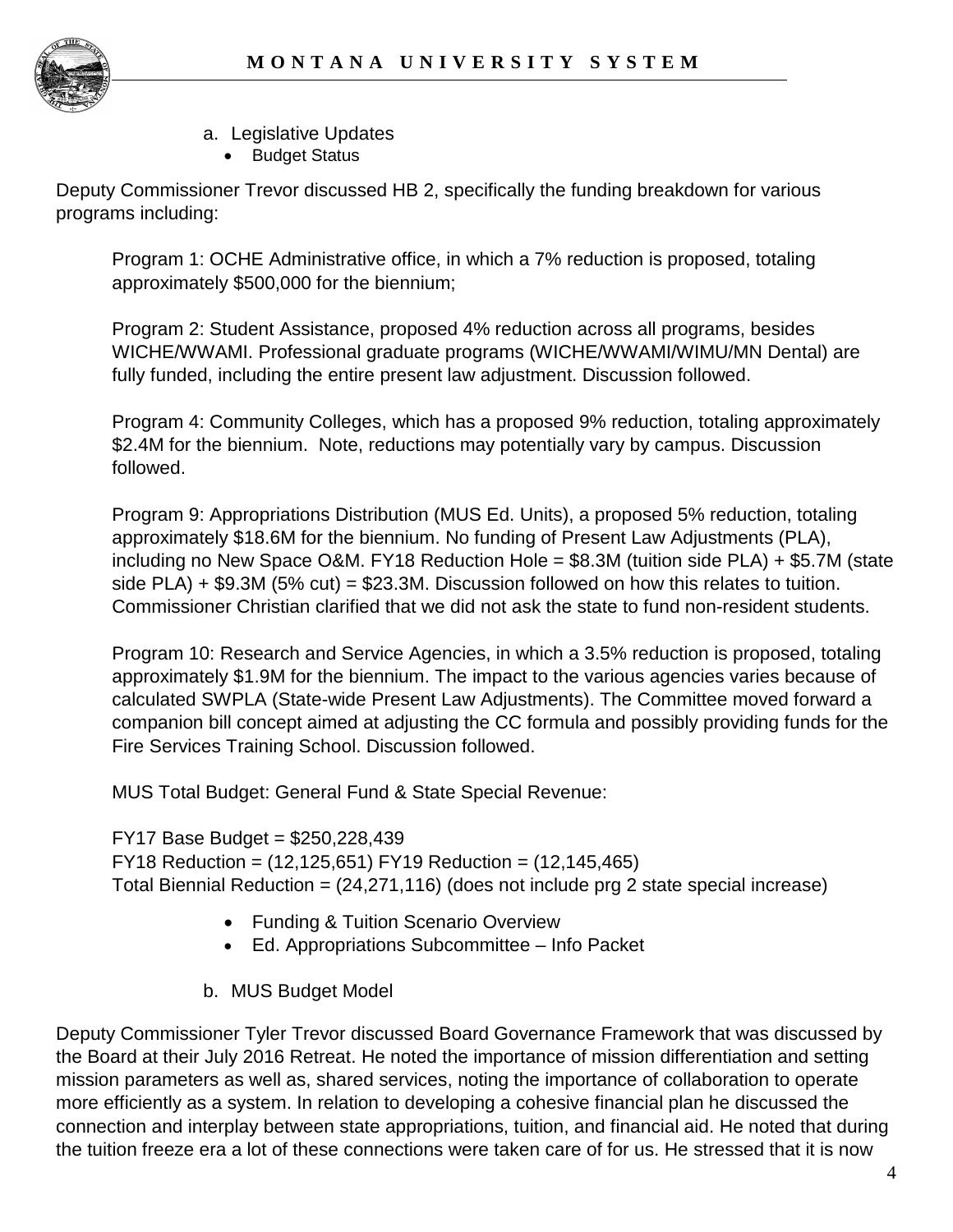a. Legislative Updates
   - Budget Status

Deputy Commissioner Trevor discussed HB 2, specifically the funding breakdown for various programs including:

Program 1: OCHE Administrative office, in which a 7% reduction is proposed, totaling approximately $500,000 for the biennium;

Program 2: Student Assistance, proposed 4% reduction across all programs, besides WICHE/WWAMI. Professional graduate programs (WICHE/WWAMI/WIMU/MN Dental) are fully funded, including the entire present law adjustment. Discussion followed.

Program 4: Community Colleges, which has a proposed 9% reduction, totaling approximately $2.4M for the biennium. Note, reductions may potentially vary by campus. Discussion followed.

Program 9: Appropriations Distribution (MUS Ed. Units), a proposed 5% reduction, totaling approximately $18.6M for the biennium. No funding of Present Law Adjustments (PLA), including no New Space O&M. FY18 Reduction Hole = $8.3M (tuition side PLA) + $5.7M (state side PLA) + $9.3M (5% cut) = $23.3M. Discussion followed on how this relates to tuition. Commissioner Christian clarified that we did not ask the state to fund non-resident students.

Program 10: Research and Service Agencies, in which a 3.5% reduction is proposed, totaling approximately $1.9M for the biennium. The impact to the various agencies varies because of calculated SWPLA (State-wide Present Law Adjustments). The Committee moved forward a companion bill concept aimed at adjusting the CC formula and possibly providing funds for the Fire Services Training School. Discussion followed.

MUS Total Budget: General Fund & State Special Revenue:

FY17 Base Budget = $250,228,439
FY18 Reduction = (12,125,651) FY19 Reduction = (12,145,465)
Total Biennial Reduction = (24,271,116) (does not include prg 2 state special increase)

- Funding & Tuition Scenario Overview
- Ed. Appropriations Subcommittee – Info Packet

b. MUS Budget Model

Deputy Commissioner Tyler Trevor discussed Board Governance Framework that was discussed by the Board at their July 2016 Retreat. He noted the importance of mission differentiation and setting mission parameters as well as, shared services, noting the importance of collaboration to operate more efficiently as a system. In relation to developing a cohesive financial plan he discussed the connection and interplay between state appropriations, tuition, and financial aid. He noted that during the tuition freeze era a lot of these connections were taken care of for us. He stressed that it is now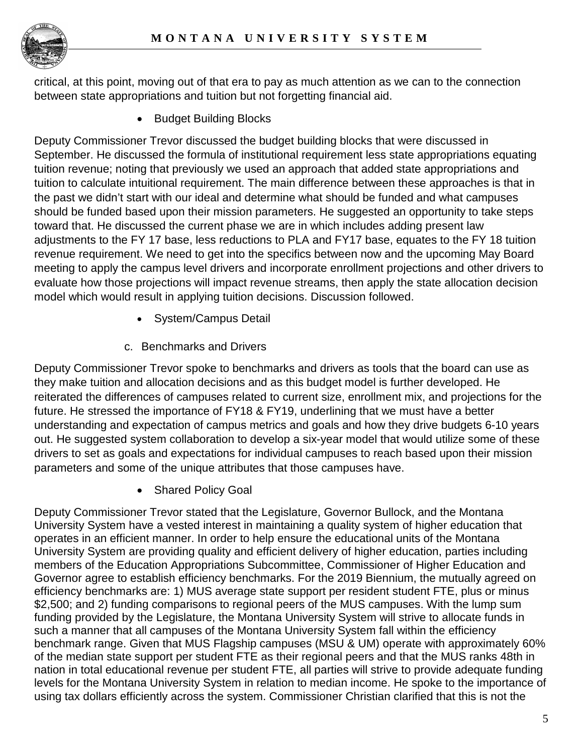critical, at this point, moving out of that era to pay as much attention as we can to the connection between state appropriations and tuition but not forgetting financial aid.

- Budget Building Blocks

Deputy Commissioner Trevor discussed the budget building blocks that were discussed in September. He discussed the formula of institutional requirement less state appropriations equating tuition revenue; noting that previously we used an approach that added state appropriations and tuition to calculate intuitional requirement. The main difference between these approaches is that in the past we didn't start with our ideal and determine what should be funded and what campuses should be funded based upon their mission parameters. He suggested an opportunity to take steps toward that. He discussed the current phase we are in which includes adding present law adjustments to the FY 17 base, less reductions to PLA and FY17 base, equates to the FY 18 tuition revenue requirement. We need to get into the specifics between now and the upcoming May Board meeting to apply the campus level drivers and incorporate enrollment projections and other drivers to evaluate how those projections will impact revenue streams, then apply the state allocation decision model which would result in applying tuition decisions. Discussion followed.

- System/Campus Detail

c. Benchmarks and Drivers

Deputy Commissioner Trevor spoke to benchmarks and drivers as tools that the board can use as they make tuition and allocation decisions and as this budget model is further developed. He reiterated the differences of campuses related to current size, enrollment mix, and projections for the future. He stressed the importance of FY18 & FY19, underlining that we must have a better understanding and expectation of campus metrics and goals and how they drive budgets 6-10 years out. He suggested system collaboration to develop a six-year model that would utilize some of these drivers to set as goals and expectations for individual campuses to reach based upon their mission parameters and some of the unique attributes that those campuses have.

- Shared Policy Goal

Deputy Commissioner Trevor stated that the Legislature, Governor Bullock, and the Montana University System have a vested interest in maintaining a quality system of higher education that operates in an efficient manner. In order to help ensure the educational units of the Montana University System are providing quality and efficient delivery of higher education, parties including members of the Education Appropriations Subcommittee, Commissioner of Higher Education and Governor agree to establish efficiency benchmarks. For the 2019 Biennium, the mutually agreed on efficiency benchmarks are: 1) MUS average state support per resident student FTE, plus or minus $2,500; and 2) funding comparisons to regional peers of the MUS campuses. With the lump sum funding provided by the Legislature, the Montana University System will strive to allocate funds in such a manner that all campuses of the Montana University System fall within the efficiency benchmark range. Given that MUS Flagship campuses (MSU & UM) operate with approximately 60% of the median state support per student FTE as their regional peers and that the MUS ranks 48th in nation in total educational revenue per student FTE, all parties will strive to provide adequate funding levels for the Montana University System in relation to median income. He spoke to the importance of using tax dollars efficiently across the system. Commissioner Christian clarified that this is not the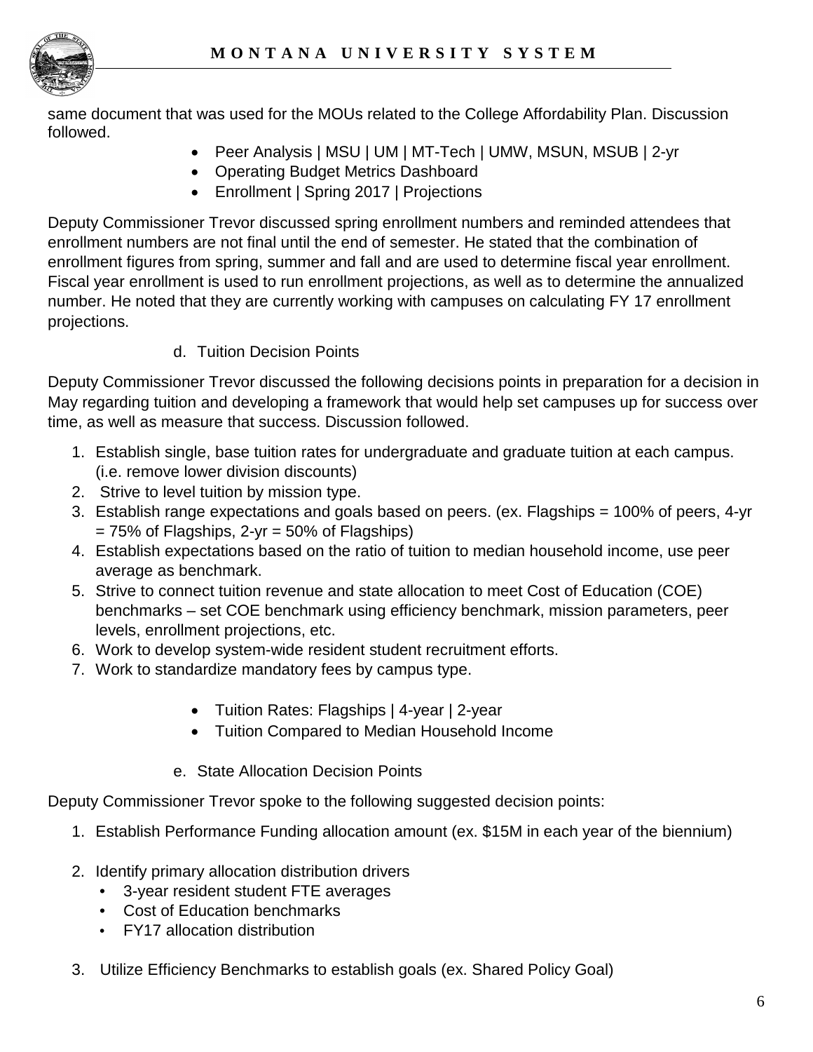same document that was used for the MOUs related to the College Affordability Plan. Discussion followed.

- Peer Analysis | MSU | UM | MT-Tech | UMW, MSUN, MSUB | 2-yr
- Operating Budget Metrics Dashboard
- Enrollment | Spring 2017 | Projections

Deputy Commissioner Trevor discussed spring enrollment numbers and reminded attendees that enrollment numbers are not final until the end of semester. He stated that the combination of enrollment figures from spring, summer and fall and are used to determine fiscal year enrollment. Fiscal year enrollment is used to run enrollment projections, as well as to determine the annualized number. He noted that they are currently working with campuses on calculating FY 17 enrollment projections.

d. Tuition Decision Points

Deputy Commissioner Trevor discussed the following decisions points in preparation for a decision in May regarding tuition and developing a framework that would help set campuses up for success over time, as well as measure that success. Discussion followed.

1. Establish single, base tuition rates for undergraduate and graduate tuition at each campus. (i.e. remove lower division discounts)
2. Strive to level tuition by mission type.
3. Establish range expectations and goals based on peers. (ex. Flagships = 100% of peers, 4-yr = 75% of Flagships, 2-yr = 50% of Flagships)
4. Establish expectations based on the ratio of tuition to median household income, use peer average as benchmark.
5. Strive to connect tuition revenue and state allocation to meet Cost of Education (COE) benchmarks – set COE benchmark using efficiency benchmark, mission parameters, peer levels, enrollment projections, etc.
6. Work to develop system-wide resident student recruitment efforts.
7. Work to standardize mandatory fees by campus type.

- Tuition Rates: Flagships | 4-year | 2-year
- Tuition Compared to Median Household Income

e. State Allocation Decision Points

Deputy Commissioner Trevor spoke to the following suggested decision points:

1. Establish Performance Funding allocation amount (ex. $15M in each year of the biennium)

2. Identify primary allocation distribution drivers
   - 3-year resident student FTE averages
   - Cost of Education benchmarks
   - FY17 allocation distribution

3. Utilize Efficiency Benchmarks to establish goals (ex. Shared Policy Goal)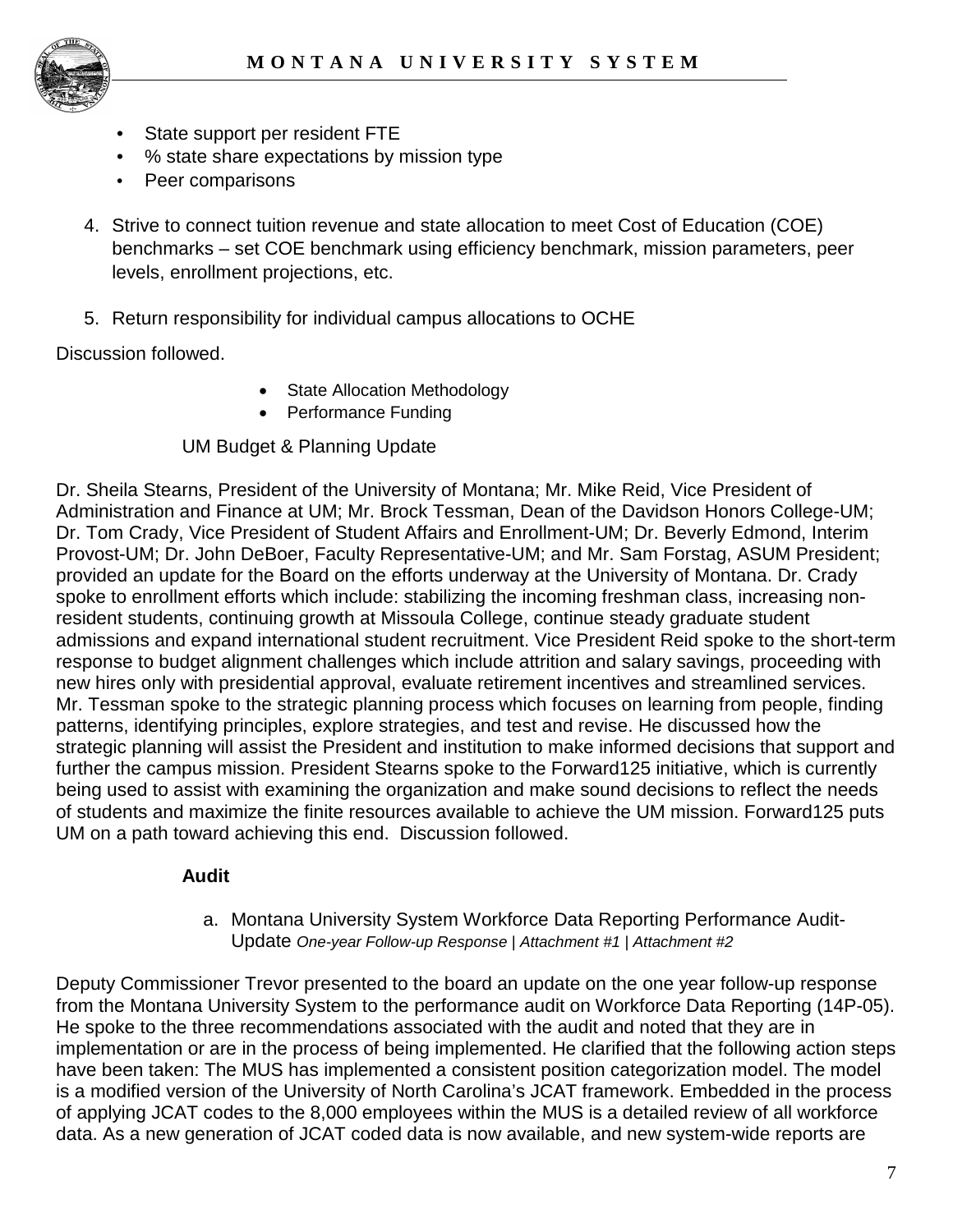- State support per resident FTE
- % state share expectations by mission type
- Peer comparisons

4. Strive to connect tuition revenue and state allocation to meet Cost of Education (COE) benchmarks – set COE benchmark using efficiency benchmark, mission parameters, peer levels, enrollment projections, etc.

5. Return responsibility for individual campus allocations to OCHE

Discussion followed.

- State Allocation Methodology
- Performance Funding

UM Budget & Planning Update

Dr. Sheila Stearns, President of the University of Montana; Mr. Mike Reid, Vice President of Administration and Finance at UM; Mr. Brock Tessman, Dean of the Davidson Honors College-UM; Dr. Tom Crady, Vice President of Student Affairs and Enrollment-UM; Dr. Beverly Edmond, Interim Provost-UM; Dr. John DeBoer, Faculty Representative-UM; and Mr. Sam Forstag, ASUM President; provided an update for the Board on the efforts underway at the University of Montana. Dr. Crady spoke to enrollment efforts which include: stabilizing the incoming freshman class, increasing non-resident students, continuing growth at Missoula College, continue steady graduate student admissions and expand international student recruitment. Vice President Reid spoke to the short-term response to budget alignment challenges which include attrition and salary savings, proceeding with new hires only with presidential approval, evaluate retirement incentives and streamlined services. Mr. Tessman spoke to the strategic planning process which focuses on learning from people, finding patterns, identifying principles, explore strategies, and test and revise. He discussed how the strategic planning will assist the President and institution to make informed decisions that support and further the campus mission. President Stearns spoke to the Forward125 initiative, which is currently being used to assist with examining the organization and make sound decisions to reflect the needs of students and maximize the finite resources available to achieve the UM mission. Forward125 puts UM on a path toward achieving this end. Discussion followed.

**Audit**

a. Montana University System Workforce Data Reporting Performance Audit-Update *One-year Follow-up Response | Attachment #1 | Attachment #2*

Deputy Commissioner Trevor presented to the board an update on the one year follow-up response from the Montana University System to the performance audit on Workforce Data Reporting (14P-05). He spoke to the three recommendations associated with the audit and noted that they are in implementation or are in the process of being implemented. He clarified that the following action steps have been taken: The MUS has implemented a consistent position categorization model. The model is a modified version of the University of North Carolina's JCAT framework. Embedded in the process of applying JCAT codes to the 8,000 employees within the MUS is a detailed review of all workforce data. As a new generation of JCAT coded data is now available, and new system-wide reports are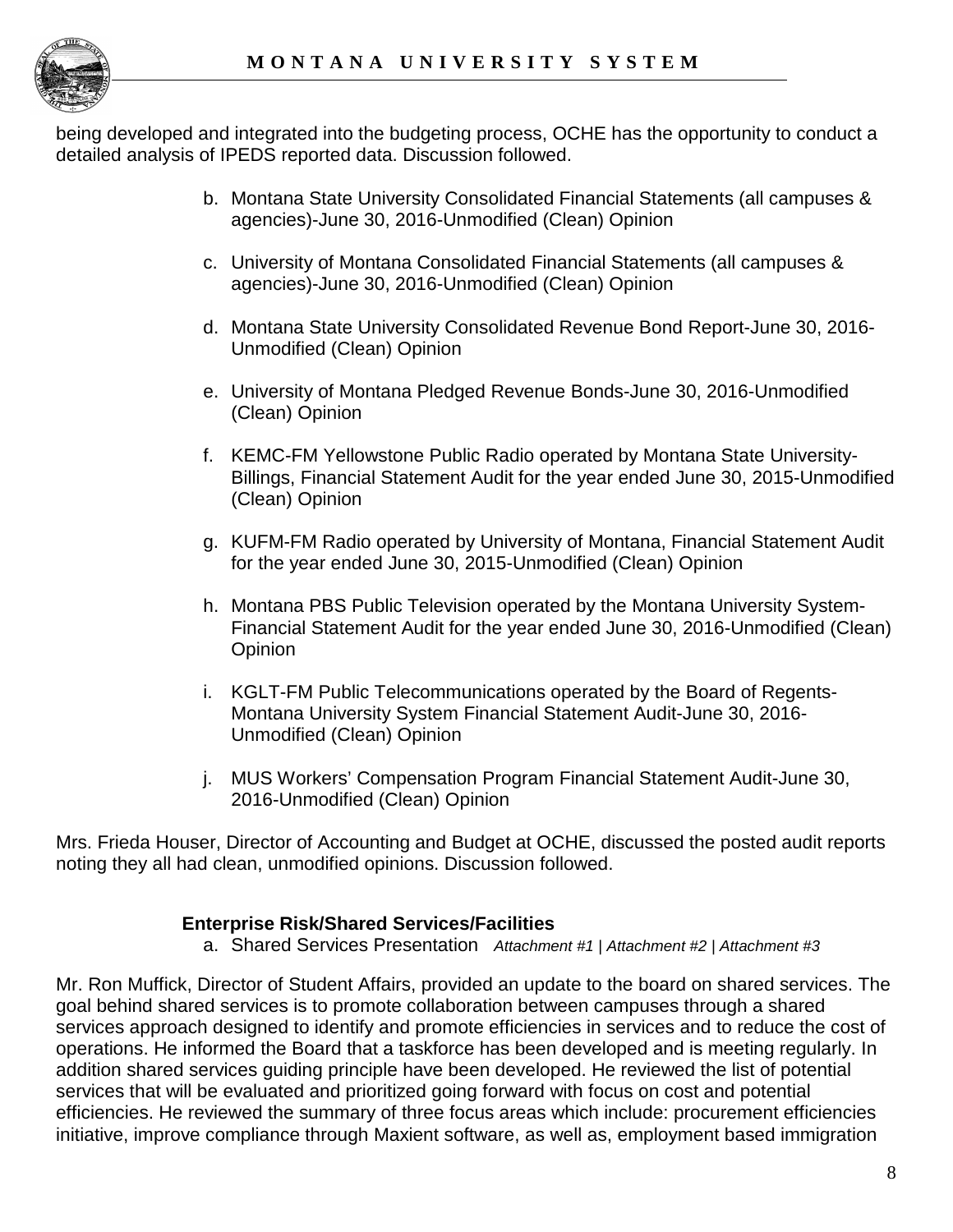being developed and integrated into the budgeting process, OCHE has the opportunity to conduct a detailed analysis of IPEDS reported data. Discussion followed.

b. Montana State University Consolidated Financial Statements (all campuses & agencies)-June 30, 2016-Unmodified (Clean) Opinion

c. University of Montana Consolidated Financial Statements (all campuses & agencies)-June 30, 2016-Unmodified (Clean) Opinion

d. Montana State University Consolidated Revenue Bond Report-June 30, 2016-Unmodified (Clean) Opinion

e. University of Montana Pledged Revenue Bonds-June 30, 2016-Unmodified (Clean) Opinion

f. KEMC-FM Yellowstone Public Radio operated by Montana State University-Billings, Financial Statement Audit for the year ended June 30, 2015-Unmodified (Clean) Opinion

g. KUFM-FM Radio operated by University of Montana, Financial Statement Audit for the year ended June 30, 2015-Unmodified (Clean) Opinion

h. Montana PBS Public Television operated by the Montana University System-Financial Statement Audit for the year ended June 30, 2016-Unmodified (Clean) Opinion

i. KGLT-FM Public Telecommunications operated by the Board of Regents-Montana University System Financial Statement Audit-June 30, 2016-Unmodified (Clean) Opinion

j. MUS Workers' Compensation Program Financial Statement Audit-June 30, 2016-Unmodified (Clean) Opinion

Mrs. Frieda Houser, Director of Accounting and Budget at OCHE, discussed the posted audit reports noting they all had clean, unmodified opinions. Discussion followed.

**Enterprise Risk/Shared Services/Facilities**

a. Shared Services Presentation *Attachment #1 | Attachment #2 | Attachment #3*

Mr. Ron Muffick, Director of Student Affairs, provided an update to the board on shared services. The goal behind shared services is to promote collaboration between campuses through a shared services approach designed to identify and promote efficiencies in services and to reduce the cost of operations. He informed the Board that a taskforce has been developed and is meeting regularly. In addition shared services guiding principle have been developed. He reviewed the list of potential services that will be evaluated and prioritized going forward with focus on cost and potential efficiencies. He reviewed the summary of three focus areas which include: procurement efficiencies initiative, improve compliance through Maxient software, as well as, employment based immigration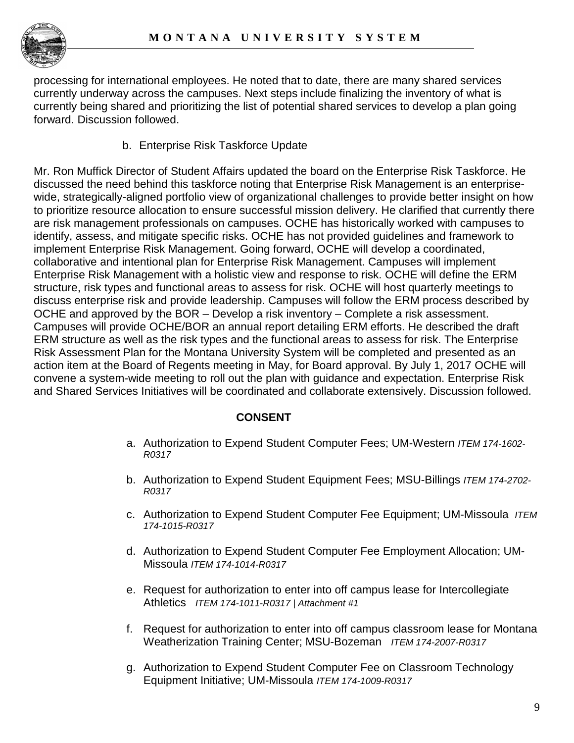processing for international employees. He noted that to date, there are many shared services currently underway across the campuses. Next steps include finalizing the inventory of what is currently being shared and prioritizing the list of potential shared services to develop a plan going forward. Discussion followed.

b. Enterprise Risk Taskforce Update

Mr. Ron Muffick Director of Student Affairs updated the board on the Enterprise Risk Taskforce. He discussed the need behind this taskforce noting that Enterprise Risk Management is an enterprise-wide, strategically-aligned portfolio view of organizational challenges to provide better insight on how to prioritize resource allocation to ensure successful mission delivery. He clarified that currently there are risk management professionals on campuses. OCHE has historically worked with campuses to identify, assess, and mitigate specific risks. OCHE has not provided guidelines and framework to implement Enterprise Risk Management. Going forward, OCHE will develop a coordinated, collaborative and intentional plan for Enterprise Risk Management. Campuses will implement Enterprise Risk Management with a holistic view and response to risk. OCHE will define the ERM structure, risk types and functional areas to assess for risk. OCHE will host quarterly meetings to discuss enterprise risk and provide leadership. Campuses will follow the ERM process described by OCHE and approved by the BOR – Develop a risk inventory – Complete a risk assessment. Campuses will provide OCHE/BOR an annual report detailing ERM efforts. He described the draft ERM structure as well as the risk types and the functional areas to assess for risk. The Enterprise Risk Assessment Plan for the Montana University System will be completed and presented as an action item at the Board of Regents meeting in May, for Board approval. By July 1, 2017 OCHE will convene a system-wide meeting to roll out the plan with guidance and expectation. Enterprise Risk and Shared Services Initiatives will be coordinated and collaborate extensively. Discussion followed.

## CONSENT

a. Authorization to Expend Student Computer Fees; UM-Western *ITEM 174-1602-R0317*

b. Authorization to Expend Student Equipment Fees; MSU-Billings *ITEM 174-2702-R0317*

c. Authorization to Expend Student Computer Fee Equipment; UM-Missoula *ITEM 174-1015-R0317*

d. Authorization to Expend Student Computer Fee Employment Allocation; UM-Missoula *ITEM 174-1014-R0317*

e. Request for authorization to enter into off campus lease for Intercollegiate Athletics *ITEM 174-1011-R0317 | Attachment #1*

f. Request for authorization to enter into off campus classroom lease for Montana Weatherization Training Center; MSU-Bozeman *ITEM 174-2007-R0317*

g. Authorization to Expend Student Computer Fee on Classroom Technology Equipment Initiative; UM-Missoula *ITEM 174-1009-R0317*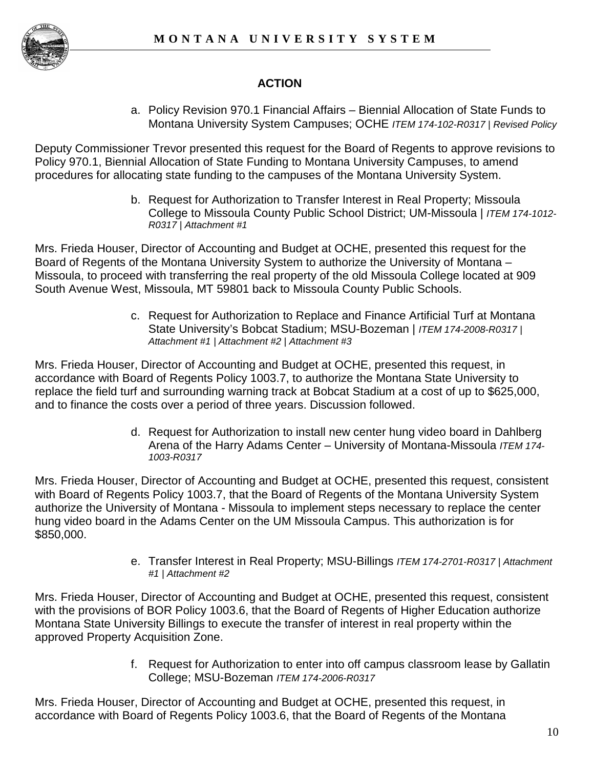## ACTION

a. Policy Revision 970.1 Financial Affairs – Biennial Allocation of State Funds to Montana University System Campuses; OCHE *ITEM 174-102-R0317 | Revised Policy*

Deputy Commissioner Trevor presented this request for the Board of Regents to approve revisions to Policy 970.1, Biennial Allocation of State Funding to Montana University Campuses, to amend procedures for allocating state funding to the campuses of the Montana University System.

b. Request for Authorization to Transfer Interest in Real Property; Missoula College to Missoula County Public School District; UM-Missoula | *ITEM 174-1012-R0317 | Attachment #1*

Mrs. Frieda Houser, Director of Accounting and Budget at OCHE, presented this request for the Board of Regents of the Montana University System to authorize the University of Montana – Missoula, to proceed with transferring the real property of the old Missoula College located at 909 South Avenue West, Missoula, MT 59801 back to Missoula County Public Schools.

c. Request for Authorization to Replace and Finance Artificial Turf at Montana State University's Bobcat Stadium; MSU-Bozeman | *ITEM 174-2008-R0317 | Attachment #1 | Attachment #2 | Attachment #3*

Mrs. Frieda Houser, Director of Accounting and Budget at OCHE, presented this request, in accordance with Board of Regents Policy 1003.7, to authorize the Montana State University to replace the field turf and surrounding warning track at Bobcat Stadium at a cost of up to $625,000, and to finance the costs over a period of three years. Discussion followed.

d. Request for Authorization to install new center hung video board in Dahlberg Arena of the Harry Adams Center – University of Montana-Missoula *ITEM 174-1003-R0317*

Mrs. Frieda Houser, Director of Accounting and Budget at OCHE, presented this request, consistent with Board of Regents Policy 1003.7, that the Board of Regents of the Montana University System authorize the University of Montana - Missoula to implement steps necessary to replace the center hung video board in the Adams Center on the UM Missoula Campus. This authorization is for $850,000.

e. Transfer Interest in Real Property; MSU-Billings *ITEM 174-2701-R0317 | Attachment #1 | Attachment #2*

Mrs. Frieda Houser, Director of Accounting and Budget at OCHE, presented this request, consistent with the provisions of BOR Policy 1003.6, that the Board of Regents of Higher Education authorize Montana State University Billings to execute the transfer of interest in real property within the approved Property Acquisition Zone.

f. Request for Authorization to enter into off campus classroom lease by Gallatin College; MSU-Bozeman *ITEM 174-2006-R0317*

Mrs. Frieda Houser, Director of Accounting and Budget at OCHE, presented this request, in accordance with Board of Regents Policy 1003.6, that the Board of Regents of the Montana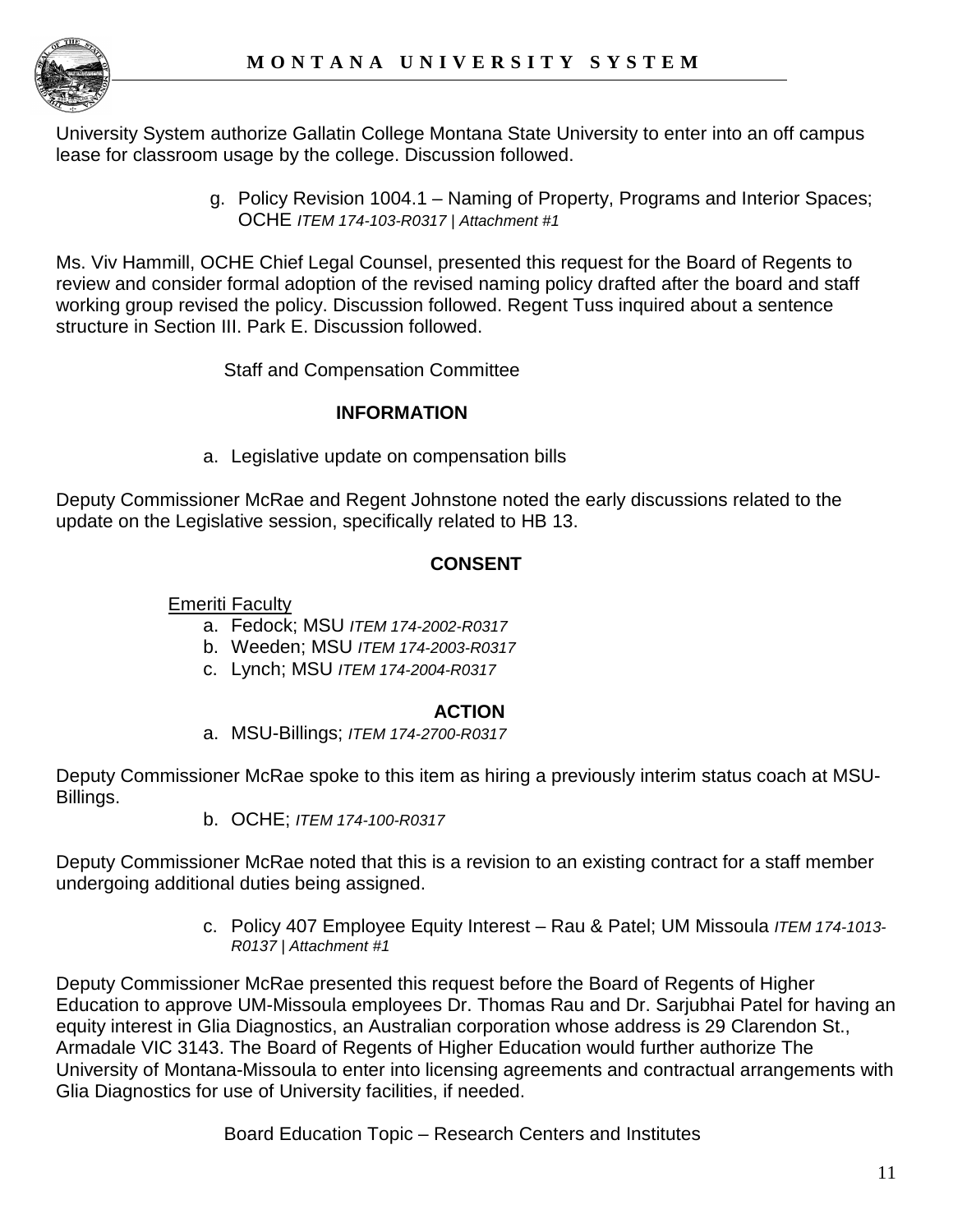University System authorize Gallatin College Montana State University to enter into an off campus lease for classroom usage by the college. Discussion followed.

g. Policy Revision 1004.1 – Naming of Property, Programs and Interior Spaces; OCHE *ITEM 174-103-R0317 | Attachment #1*

Ms. Viv Hammill, OCHE Chief Legal Counsel, presented this request for the Board of Regents to review and consider formal adoption of the revised naming policy drafted after the board and staff working group revised the policy. Discussion followed. Regent Tuss inquired about a sentence structure in Section III. Park E. Discussion followed.

Staff and Compensation Committee

**INFORMATION**

a. Legislative update on compensation bills

Deputy Commissioner McRae and Regent Johnstone noted the early discussions related to the update on the Legislative session, specifically related to HB 13.

**CONSENT**

Emeriti Faculty

a. Fedock; MSU *ITEM 174-2002-R0317*
b. Weeden; MSU *ITEM 174-2003-R0317*
c. Lynch; MSU *ITEM 174-2004-R0317*

**ACTION**

a. MSU-Billings; *ITEM 174-2700-R0317*

Deputy Commissioner McRae spoke to this item as hiring a previously interim status coach at MSU-Billings.

b. OCHE; *ITEM 174-100-R0317*

Deputy Commissioner McRae noted that this is a revision to an existing contract for a staff member undergoing additional duties being assigned.

c. Policy 407 Employee Equity Interest – Rau & Patel; UM Missoula *ITEM 174-1013-R0137 | Attachment #1*

Deputy Commissioner McRae presented this request before the Board of Regents of Higher Education to approve UM-Missoula employees Dr. Thomas Rau and Dr. Sarjubhai Patel for having an equity interest in Glia Diagnostics, an Australian corporation whose address is 29 Clarendon St., Armadale VIC 3143. The Board of Regents of Higher Education would further authorize The University of Montana-Missoula to enter into licensing agreements and contractual arrangements with Glia Diagnostics for use of University facilities, if needed.

Board Education Topic – Research Centers and Institutes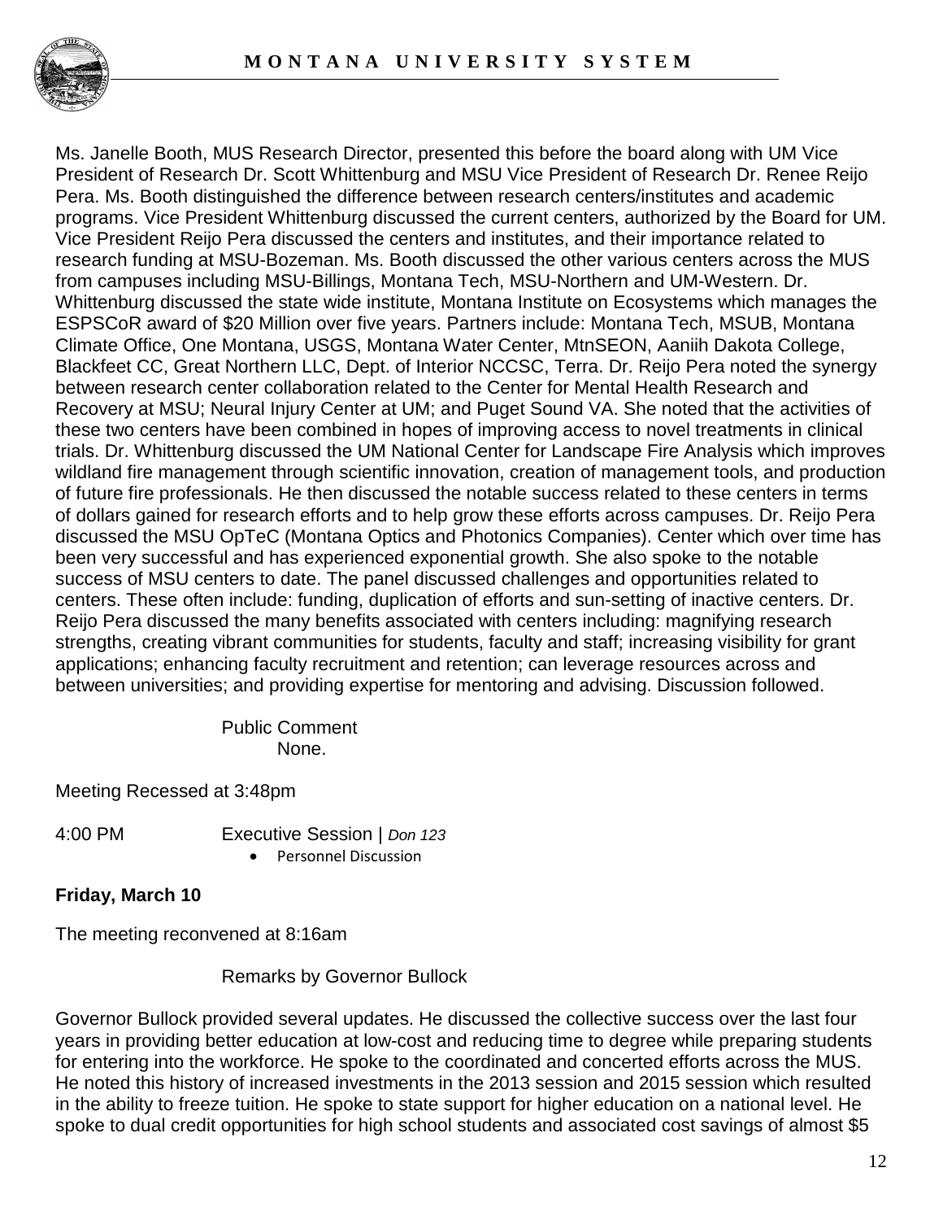Ms. Janelle Booth, MUS Research Director, presented this before the board along with UM Vice President of Research Dr. Scott Whittenburg and MSU Vice President of Research Dr. Renee Reijo Pera. Ms. Booth distinguished the difference between research centers/institutes and academic programs. Vice President Whittenburg discussed the current centers, authorized by the Board for UM. Vice President Reijo Pera discussed the centers and institutes, and their importance related to research funding at MSU-Bozeman. Ms. Booth discussed the other various centers across the MUS from campuses including MSU-Billings, Montana Tech, MSU-Northern and UM-Western. Dr. Whittenburg discussed the state wide institute, Montana Institute on Ecosystems which manages the ESPSCoR award of $20 Million over five years. Partners include: Montana Tech, MSUB, Montana Climate Office, One Montana, USGS, Montana Water Center, MtnSEON, Aaniih Dakota College, Blackfeet CC, Great Northern LLC, Dept. of Interior NCCSC, Terra. Dr. Reijo Pera noted the synergy between research center collaboration related to the Center for Mental Health Research and Recovery at MSU; Neural Injury Center at UM; and Puget Sound VA. She noted that the activities of these two centers have been combined in hopes of improving access to novel treatments in clinical trials. Dr. Whittenburg discussed the UM National Center for Landscape Fire Analysis which improves wildland fire management through scientific innovation, creation of management tools, and production of future fire professionals. He then discussed the notable success related to these centers in terms of dollars gained for research efforts and to help grow these efforts across campuses. Dr. Reijo Pera discussed the MSU OpTeC (Montana Optics and Photonics Companies). Center which over time has been very successful and has experienced exponential growth. She also spoke to the notable success of MSU centers to date. The panel discussed challenges and opportunities related to centers. These often include: funding, duplication of efforts and sun-setting of inactive centers. Dr. Reijo Pera discussed the many benefits associated with centers including: magnifying research strengths, creating vibrant communities for students, faculty and staff; increasing visibility for grant applications; enhancing faculty recruitment and retention; can leverage resources across and between universities; and providing expertise for mentoring and advising. Discussion followed.

Public Comment
None.

Meeting Recessed at 3:48pm

4:00 PM Executive Session | *Don 123*

- Personnel Discussion

**Friday, March 10**

The meeting reconvened at 8:16am

Remarks by Governor Bullock

Governor Bullock provided several updates. He discussed the collective success over the last four years in providing better education at low-cost and reducing time to degree while preparing students for entering into the workforce. He spoke to the coordinated and concerted efforts across the MUS. He noted this history of increased investments in the 2013 session and 2015 session which resulted in the ability to freeze tuition. He spoke to state support for higher education on a national level. He spoke to dual credit opportunities for high school students and associated cost savings of almost $5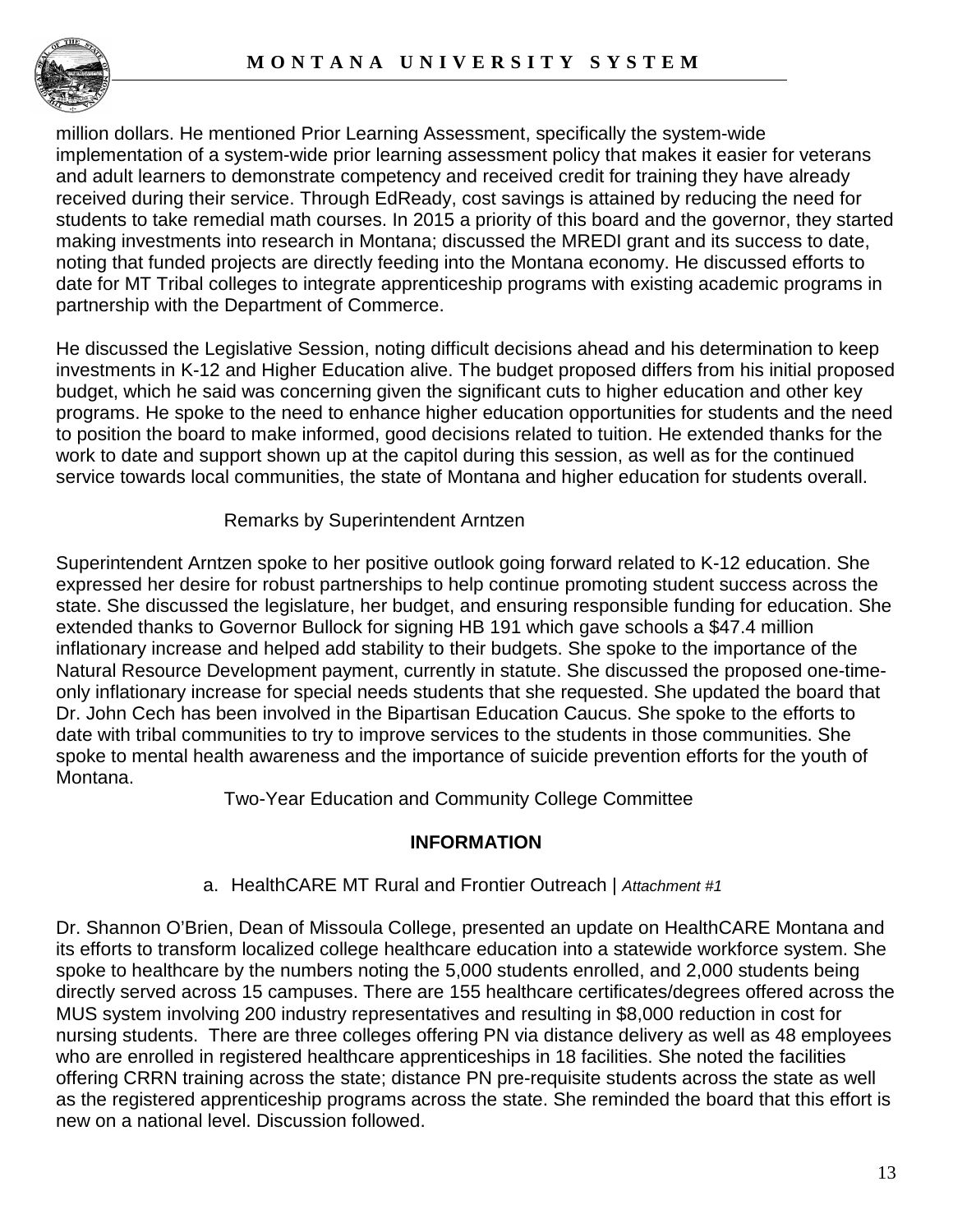million dollars. He mentioned Prior Learning Assessment, specifically the system-wide implementation of a system-wide prior learning assessment policy that makes it easier for veterans and adult learners to demonstrate competency and received credit for training they have already received during their service. Through EdReady, cost savings is attained by reducing the need for students to take remedial math courses. In 2015 a priority of this board and the governor, they started making investments into research in Montana; discussed the MREDI grant and its success to date, noting that funded projects are directly feeding into the Montana economy. He discussed efforts to date for MT Tribal colleges to integrate apprenticeship programs with existing academic programs in partnership with the Department of Commerce.

He discussed the Legislative Session, noting difficult decisions ahead and his determination to keep investments in K-12 and Higher Education alive. The budget proposed differs from his initial proposed budget, which he said was concerning given the significant cuts to higher education and other key programs. He spoke to the need to enhance higher education opportunities for students and the need to position the board to make informed, good decisions related to tuition. He extended thanks for the work to date and support shown up at the capitol during this session, as well as for the continued service towards local communities, the state of Montana and higher education for students overall.

Remarks by Superintendent Arntzen

Superintendent Arntzen spoke to her positive outlook going forward related to K-12 education. She expressed her desire for robust partnerships to help continue promoting student success across the state. She discussed the legislature, her budget, and ensuring responsible funding for education. She extended thanks to Governor Bullock for signing HB 191 which gave schools a $47.4 million inflationary increase and helped add stability to their budgets. She spoke to the importance of the Natural Resource Development payment, currently in statute. She discussed the proposed one-time-only inflationary increase for special needs students that she requested. She updated the board that Dr. John Cech has been involved in the Bipartisan Education Caucus. She spoke to the efforts to date with tribal communities to try to improve services to the students in those communities. She spoke to mental health awareness and the importance of suicide prevention efforts for the youth of Montana.

Two-Year Education and Community College Committee

**INFORMATION**

a. HealthCARE MT Rural and Frontier Outreach | *Attachment #1*

Dr. Shannon O'Brien, Dean of Missoula College, presented an update on HealthCARE Montana and its efforts to transform localized college healthcare education into a statewide workforce system. She spoke to healthcare by the numbers noting the 5,000 students enrolled, and 2,000 students being directly served across 15 campuses. There are 155 healthcare certificates/degrees offered across the MUS system involving 200 industry representatives and resulting in $8,000 reduction in cost for nursing students. There are three colleges offering PN via distance delivery as well as 48 employees who are enrolled in registered healthcare apprenticeships in 18 facilities. She noted the facilities offering CRRN training across the state; distance PN pre-requisite students across the state as well as the registered apprenticeship programs across the state. She reminded the board that this effort is new on a national level. Discussion followed.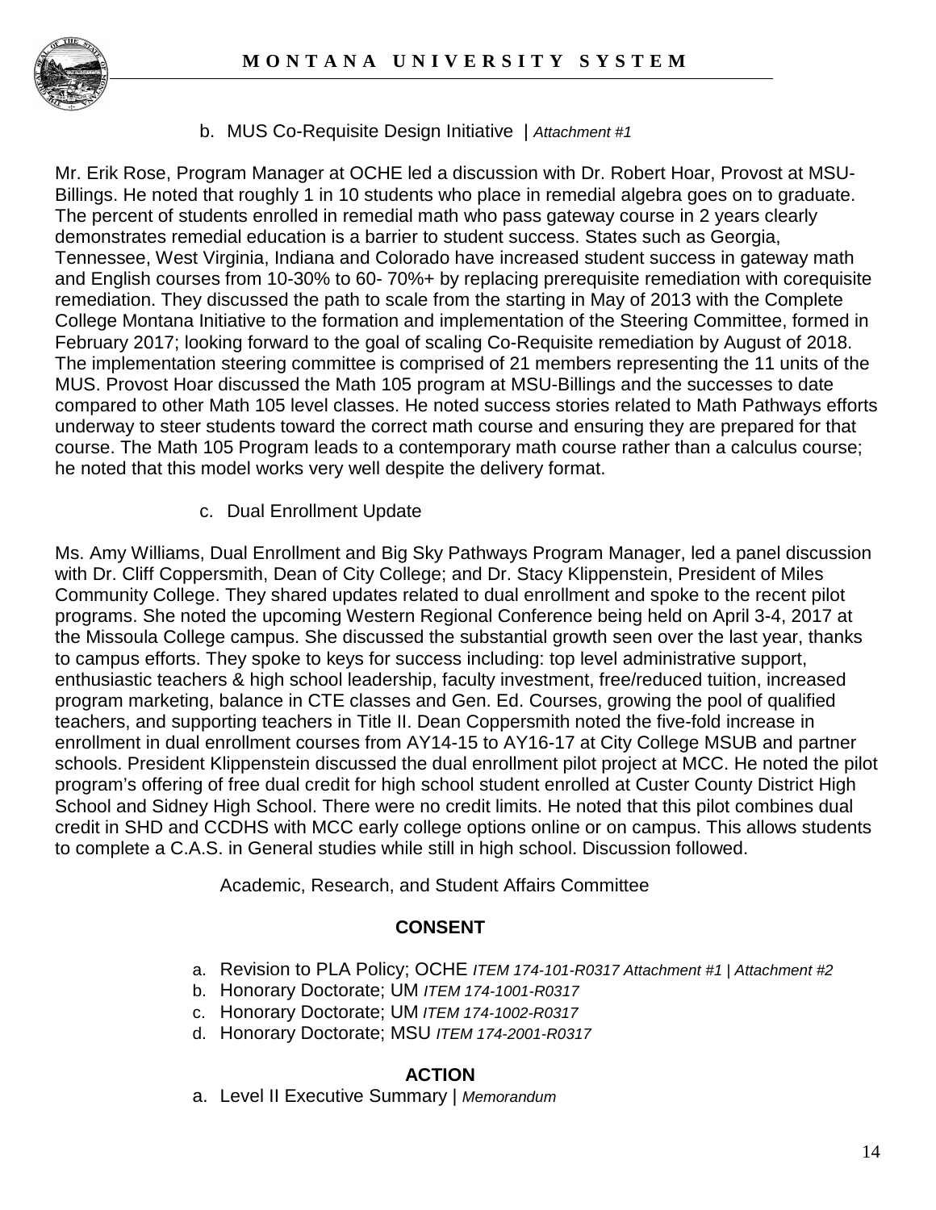b. MUS Co-Requisite Design Initiative | *Attachment #1*

Mr. Erik Rose, Program Manager at OCHE led a discussion with Dr. Robert Hoar, Provost at MSU-Billings. He noted that roughly 1 in 10 students who place in remedial algebra goes on to graduate. The percent of students enrolled in remedial math who pass gateway course in 2 years clearly demonstrates remedial education is a barrier to student success. States such as Georgia, Tennessee, West Virginia, Indiana and Colorado have increased student success in gateway math and English courses from 10-30% to 60- 70%+ by replacing prerequisite remediation with corequisite remediation. They discussed the path to scale from the starting in May of 2013 with the Complete College Montana Initiative to the formation and implementation of the Steering Committee, formed in February 2017; looking forward to the goal of scaling Co-Requisite remediation by August of 2018. The implementation steering committee is comprised of 21 members representing the 11 units of the MUS. Provost Hoar discussed the Math 105 program at MSU-Billings and the successes to date compared to other Math 105 level classes. He noted success stories related to Math Pathways efforts underway to steer students toward the correct math course and ensuring they are prepared for that course. The Math 105 Program leads to a contemporary math course rather than a calculus course; he noted that this model works very well despite the delivery format.

c. Dual Enrollment Update

Ms. Amy Williams, Dual Enrollment and Big Sky Pathways Program Manager, led a panel discussion with Dr. Cliff Coppersmith, Dean of City College; and Dr. Stacy Klippenstein, President of Miles Community College. They shared updates related to dual enrollment and spoke to the recent pilot programs. She noted the upcoming Western Regional Conference being held on April 3-4, 2017 at the Missoula College campus. She discussed the substantial growth seen over the last year, thanks to campus efforts. They spoke to keys for success including: top level administrative support, enthusiastic teachers & high school leadership, faculty investment, free/reduced tuition, increased program marketing, balance in CTE classes and Gen. Ed. Courses, growing the pool of qualified teachers, and supporting teachers in Title II. Dean Coppersmith noted the five-fold increase in enrollment in dual enrollment courses from AY14-15 to AY16-17 at City College MSUB and partner schools. President Klippenstein discussed the dual enrollment pilot project at MCC. He noted the pilot program's offering of free dual credit for high school student enrolled at Custer County District High School and Sidney High School. There were no credit limits. He noted that this pilot combines dual credit in SHD and CCDHS with MCC early college options online or on campus. This allows students to complete a C.A.S. in General studies while still in high school. Discussion followed.

Academic, Research, and Student Affairs Committee

**CONSENT**

a. Revision to PLA Policy; OCHE *ITEM 174-101-R0317 Attachment #1 | Attachment #2*
b. Honorary Doctorate; UM *ITEM 174-1001-R0317*
c. Honorary Doctorate; UM *ITEM 174-1002-R0317*
d. Honorary Doctorate; MSU *ITEM 174-2001-R0317*

**ACTION**

a. Level II Executive Summary | *Memorandum*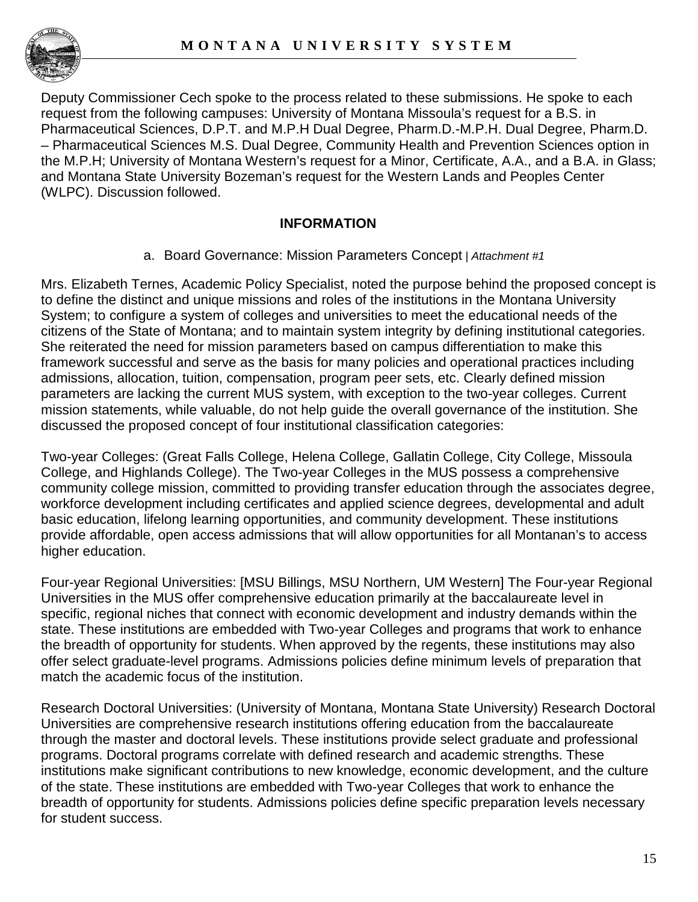Deputy Commissioner Cech spoke to the process related to these submissions. He spoke to each request from the following campuses: University of Montana Missoula's request for a B.S. in Pharmaceutical Sciences, D.P.T. and M.P.H Dual Degree, Pharm.D.-M.P.H. Dual Degree, Pharm.D. – Pharmaceutical Sciences M.S. Dual Degree, Community Health and Prevention Sciences option in the M.P.H; University of Montana Western's request for a Minor, Certificate, A.A., and a B.A. in Glass; and Montana State University Bozeman's request for the Western Lands and Peoples Center (WLPC). Discussion followed.

## INFORMATION

a. Board Governance: Mission Parameters Concept | *Attachment #1*

Mrs. Elizabeth Ternes, Academic Policy Specialist, noted the purpose behind the proposed concept is to define the distinct and unique missions and roles of the institutions in the Montana University System; to configure a system of colleges and universities to meet the educational needs of the citizens of the State of Montana; and to maintain system integrity by defining institutional categories. She reiterated the need for mission parameters based on campus differentiation to make this framework successful and serve as the basis for many policies and operational practices including admissions, allocation, tuition, compensation, program peer sets, etc. Clearly defined mission parameters are lacking the current MUS system, with exception to the two-year colleges. Current mission statements, while valuable, do not help guide the overall governance of the institution. She discussed the proposed concept of four institutional classification categories:

Two-year Colleges: (Great Falls College, Helena College, Gallatin College, City College, Missoula College, and Highlands College). The Two-year Colleges in the MUS possess a comprehensive community college mission, committed to providing transfer education through the associates degree, workforce development including certificates and applied science degrees, developmental and adult basic education, lifelong learning opportunities, and community development. These institutions provide affordable, open access admissions that will allow opportunities for all Montanan's to access higher education.

Four-year Regional Universities: [MSU Billings, MSU Northern, UM Western] The Four-year Regional Universities in the MUS offer comprehensive education primarily at the baccalaureate level in specific, regional niches that connect with economic development and industry demands within the state. These institutions are embedded with Two-year Colleges and programs that work to enhance the breadth of opportunity for students. When approved by the regents, these institutions may also offer select graduate-level programs. Admissions policies define minimum levels of preparation that match the academic focus of the institution.

Research Doctoral Universities: (University of Montana, Montana State University) Research Doctoral Universities are comprehensive research institutions offering education from the baccalaureate through the master and doctoral levels. These institutions provide select graduate and professional programs. Doctoral programs correlate with defined research and academic strengths. These institutions make significant contributions to new knowledge, economic development, and the culture of the state. These institutions are embedded with Two-year Colleges that work to enhance the breadth of opportunity for students. Admissions policies define specific preparation levels necessary for student success.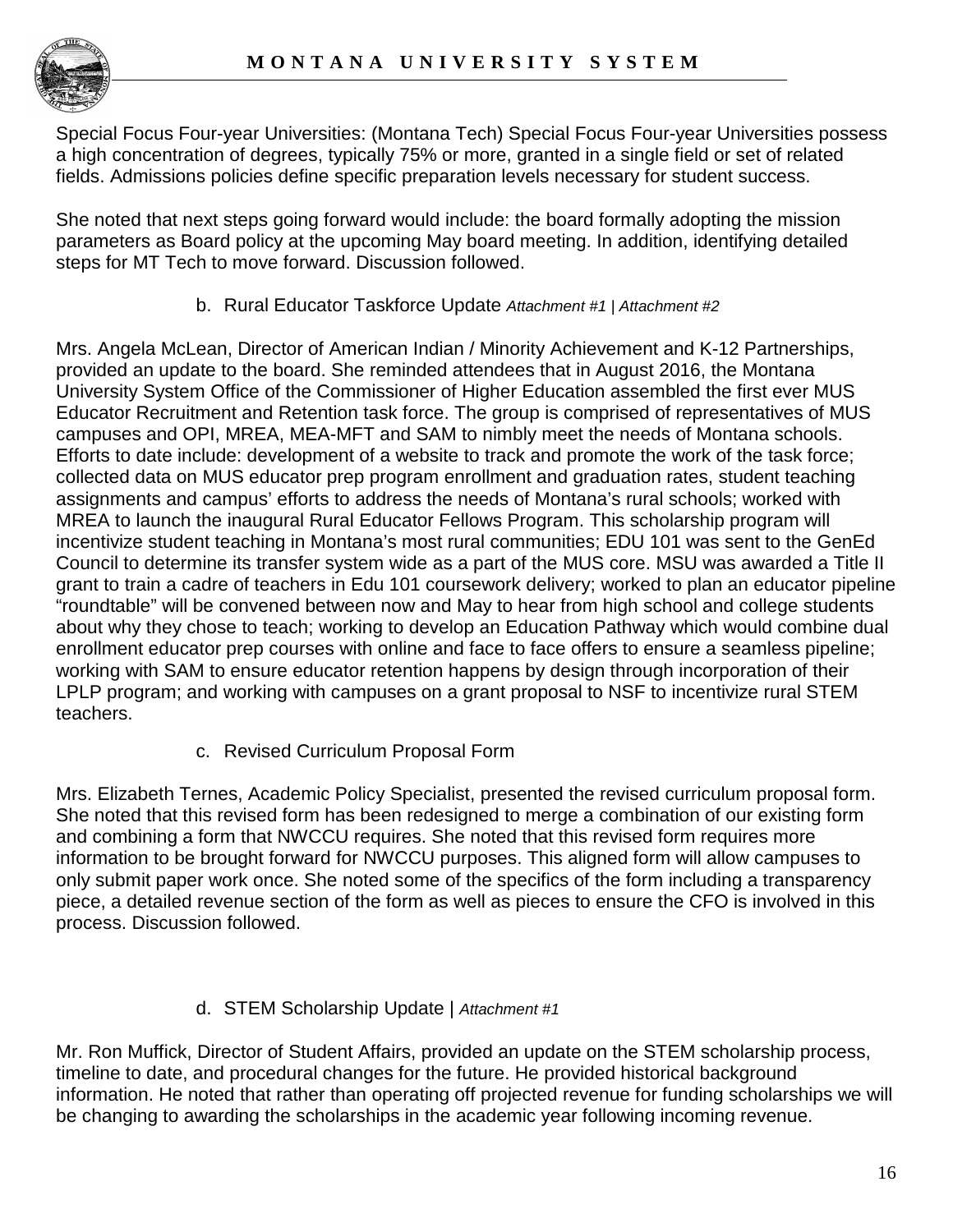Special Focus Four-year Universities: (Montana Tech) Special Focus Four-year Universities possess a high concentration of degrees, typically 75% or more, granted in a single field or set of related fields. Admissions policies define specific preparation levels necessary for student success.

She noted that next steps going forward would include: the board formally adopting the mission parameters as Board policy at the upcoming May board meeting. In addition, identifying detailed steps for MT Tech to move forward. Discussion followed.

b. Rural Educator Taskforce Update *Attachment #1 | Attachment #2*

Mrs. Angela McLean, Director of American Indian / Minority Achievement and K-12 Partnerships, provided an update to the board. She reminded attendees that in August 2016, the Montana University System Office of the Commissioner of Higher Education assembled the first ever MUS Educator Recruitment and Retention task force. The group is comprised of representatives of MUS campuses and OPI, MREA, MEA-MFT and SAM to nimbly meet the needs of Montana schools. Efforts to date include: development of a website to track and promote the work of the task force; collected data on MUS educator prep program enrollment and graduation rates, student teaching assignments and campus' efforts to address the needs of Montana's rural schools; worked with MREA to launch the inaugural Rural Educator Fellows Program. This scholarship program will incentivize student teaching in Montana's most rural communities; EDU 101 was sent to the GenEd Council to determine its transfer system wide as a part of the MUS core. MSU was awarded a Title II grant to train a cadre of teachers in Edu 101 coursework delivery; worked to plan an educator pipeline "roundtable" will be convened between now and May to hear from high school and college students about why they chose to teach; working to develop an Education Pathway which would combine dual enrollment educator prep courses with online and face to face offers to ensure a seamless pipeline; working with SAM to ensure educator retention happens by design through incorporation of their LPLP program; and working with campuses on a grant proposal to NSF to incentivize rural STEM teachers.

c. Revised Curriculum Proposal Form

Mrs. Elizabeth Ternes, Academic Policy Specialist, presented the revised curriculum proposal form. She noted that this revised form has been redesigned to merge a combination of our existing form and combining a form that NWCCU requires. She noted that this revised form requires more information to be brought forward for NWCCU purposes. This aligned form will allow campuses to only submit paper work once. She noted some of the specifics of the form including a transparency piece, a detailed revenue section of the form as well as pieces to ensure the CFO is involved in this process. Discussion followed.

d. STEM Scholarship Update | *Attachment #1*

Mr. Ron Muffick, Director of Student Affairs, provided an update on the STEM scholarship process, timeline to date, and procedural changes for the future. He provided historical background information. He noted that rather than operating off projected revenue for funding scholarships we will be changing to awarding the scholarships in the academic year following incoming revenue.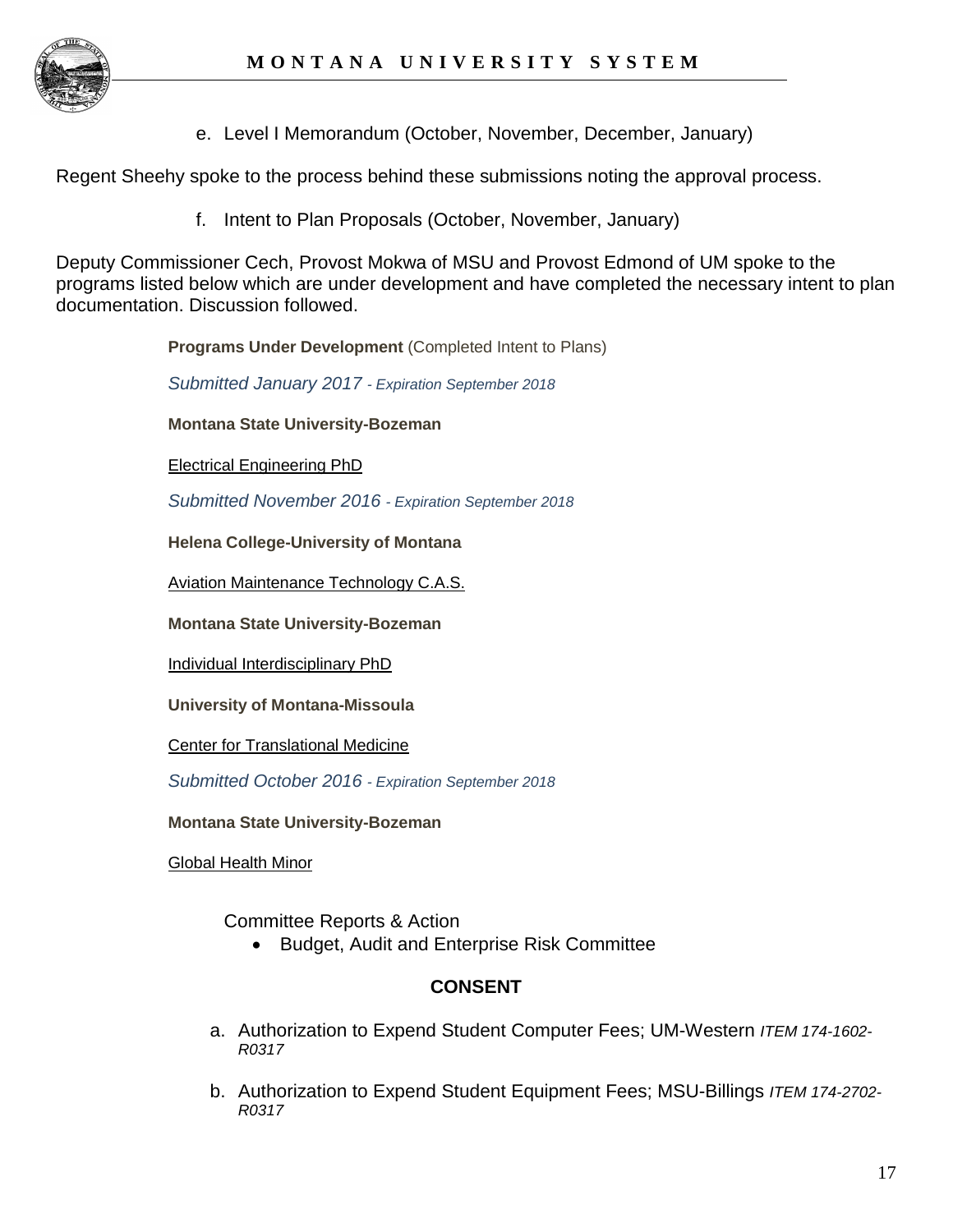e. Level I Memorandum (October, November, December, January)

Regent Sheehy spoke to the process behind these submissions noting the approval process.

f. Intent to Plan Proposals (October, November, January)

Deputy Commissioner Cech, Provost Mokwa of MSU and Provost Edmond of UM spoke to the programs listed below which are under development and have completed the necessary intent to plan documentation. Discussion followed.

**Programs Under Development** (Completed Intent to Plans)

*Submitted January 2017 - Expiration September 2018*

**Montana State University-Bozeman**

Electrical Engineering PhD

*Submitted November 2016 - Expiration September 2018*

**Helena College-University of Montana**

Aviation Maintenance Technology C.A.S.

**Montana State University-Bozeman**

Individual Interdisciplinary PhD

**University of Montana-Missoula**

Center for Translational Medicine

*Submitted October 2016 - Expiration September 2018*

**Montana State University-Bozeman**

Global Health Minor

Committee Reports & Action

- Budget, Audit and Enterprise Risk Committee

**CONSENT**

a. Authorization to Expend Student Computer Fees; UM-Western *ITEM 174-1602-R0317*

b. Authorization to Expend Student Equipment Fees; MSU-Billings *ITEM 174-2702-R0317*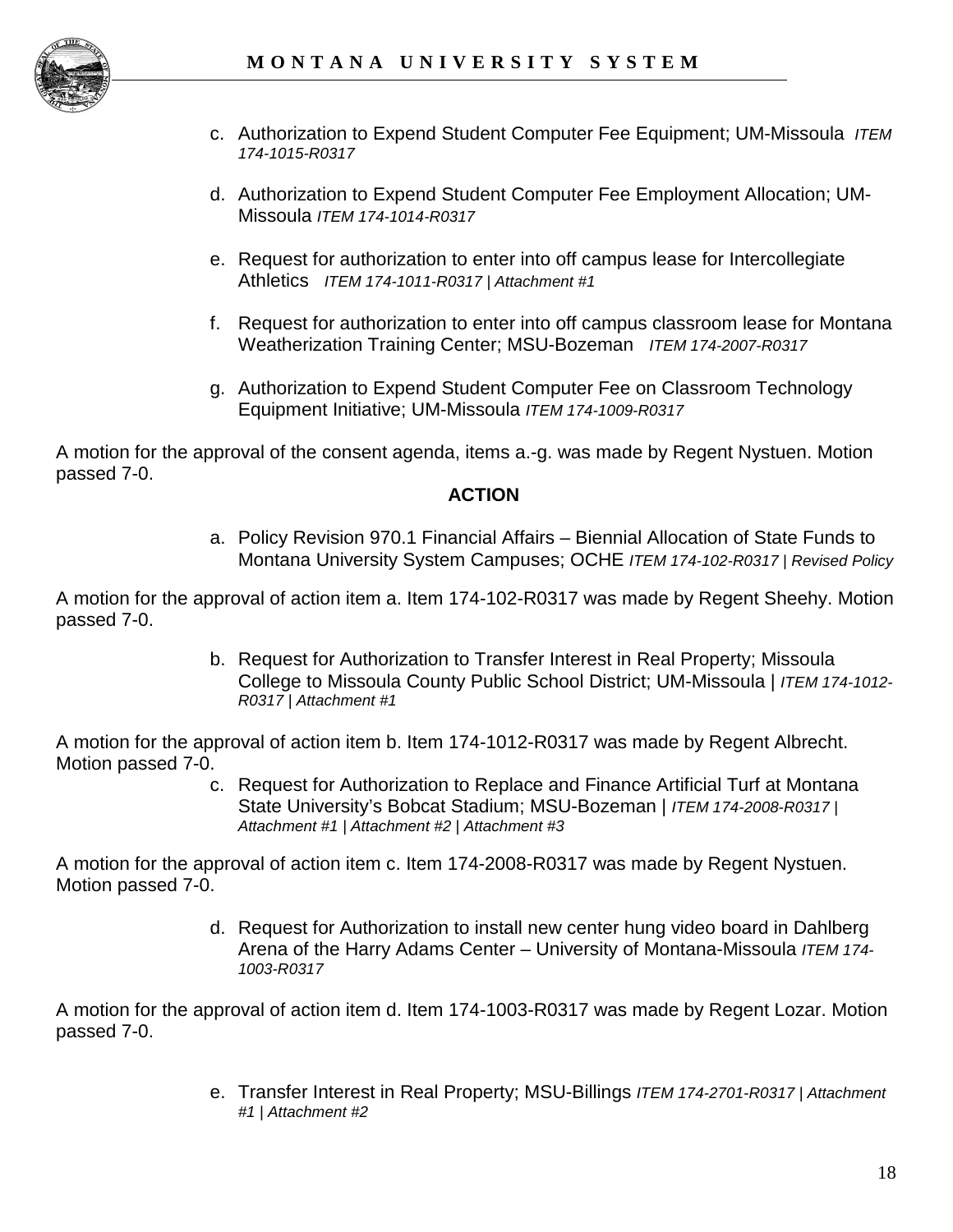c. Authorization to Expend Student Computer Fee Equipment; UM-Missoula *ITEM 174-1015-R0317*

d. Authorization to Expend Student Computer Fee Employment Allocation; UM-Missoula *ITEM 174-1014-R0317*

e. Request for authorization to enter into off campus lease for Intercollegiate Athletics *ITEM 174-1011-R0317 | Attachment #1*

f. Request for authorization to enter into off campus classroom lease for Montana Weatherization Training Center; MSU-Bozeman *ITEM 174-2007-R0317*

g. Authorization to Expend Student Computer Fee on Classroom Technology Equipment Initiative; UM-Missoula *ITEM 174-1009-R0317*

A motion for the approval of the consent agenda, items a.-g. was made by Regent Nystuen. Motion passed 7-0.

**ACTION**

a. Policy Revision 970.1 Financial Affairs – Biennial Allocation of State Funds to Montana University System Campuses; OCHE *ITEM 174-102-R0317 | Revised Policy*

A motion for the approval of action item a. Item 174-102-R0317 was made by Regent Sheehy. Motion passed 7-0.

b. Request for Authorization to Transfer Interest in Real Property; Missoula College to Missoula County Public School District; UM-Missoula | *ITEM 174-1012-R0317 | Attachment #1*

A motion for the approval of action item b. Item 174-1012-R0317 was made by Regent Albrecht. Motion passed 7-0.

c. Request for Authorization to Replace and Finance Artificial Turf at Montana State University's Bobcat Stadium; MSU-Bozeman | *ITEM 174-2008-R0317 | Attachment #1 | Attachment #2 | Attachment #3*

A motion for the approval of action item c. Item 174-2008-R0317 was made by Regent Nystuen. Motion passed 7-0.

d. Request for Authorization to install new center hung video board in Dahlberg Arena of the Harry Adams Center – University of Montana-Missoula *ITEM 174-1003-R0317*

A motion for the approval of action item d. Item 174-1003-R0317 was made by Regent Lozar. Motion passed 7-0.

e. Transfer Interest in Real Property; MSU-Billings *ITEM 174-2701-R0317 | Attachment #1 | Attachment #2*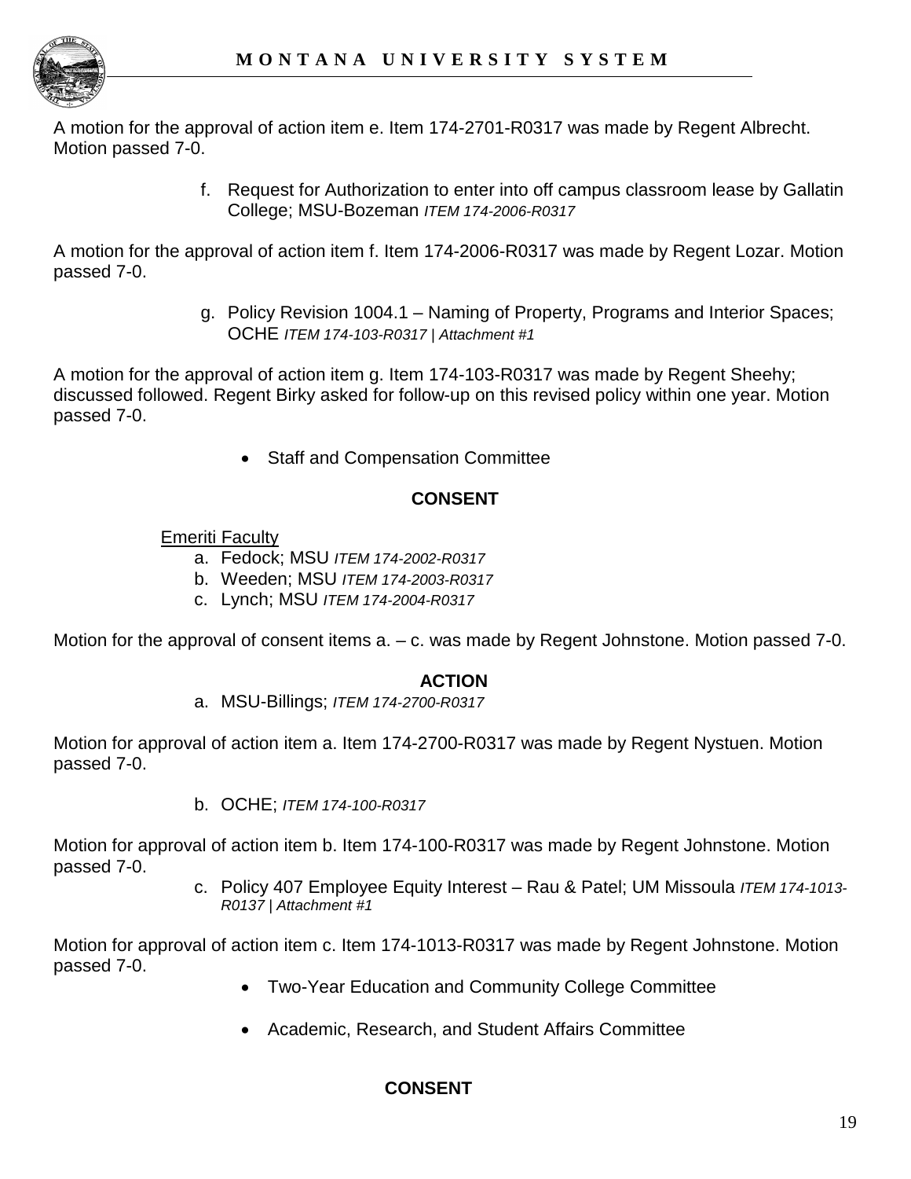A motion for the approval of action item e. Item 174-2701-R0317 was made by Regent Albrecht. Motion passed 7-0.

f. Request for Authorization to enter into off campus classroom lease by Gallatin College; MSU-Bozeman *ITEM 174-2006-R0317*

A motion for the approval of action item f. Item 174-2006-R0317 was made by Regent Lozar. Motion passed 7-0.

g. Policy Revision 1004.1 – Naming of Property, Programs and Interior Spaces; OCHE *ITEM 174-103-R0317 | Attachment #1*

A motion for the approval of action item g. Item 174-103-R0317 was made by Regent Sheehy; discussed followed. Regent Birky asked for follow-up on this revised policy within one year. Motion passed 7-0.

- Staff and Compensation Committee

**CONSENT**

Emeriti Faculty

a. Fedock; MSU *ITEM 174-2002-R0317*
b. Weeden; MSU *ITEM 174-2003-R0317*
c. Lynch; MSU *ITEM 174-2004-R0317*

Motion for the approval of consent items a. – c. was made by Regent Johnstone. Motion passed 7-0.

**ACTION**

a. MSU-Billings; *ITEM 174-2700-R0317*

Motion for approval of action item a. Item 174-2700-R0317 was made by Regent Nystuen. Motion passed 7-0.

b. OCHE; *ITEM 174-100-R0317*

Motion for approval of action item b. Item 174-100-R0317 was made by Regent Johnstone. Motion passed 7-0.

c. Policy 407 Employee Equity Interest – Rau & Patel; UM Missoula *ITEM 174-1013-R0137 | Attachment #1*

Motion for approval of action item c. Item 174-1013-R0317 was made by Regent Johnstone. Motion passed 7-0.

- Two-Year Education and Community College Committee
- Academic, Research, and Student Affairs Committee

**CONSENT**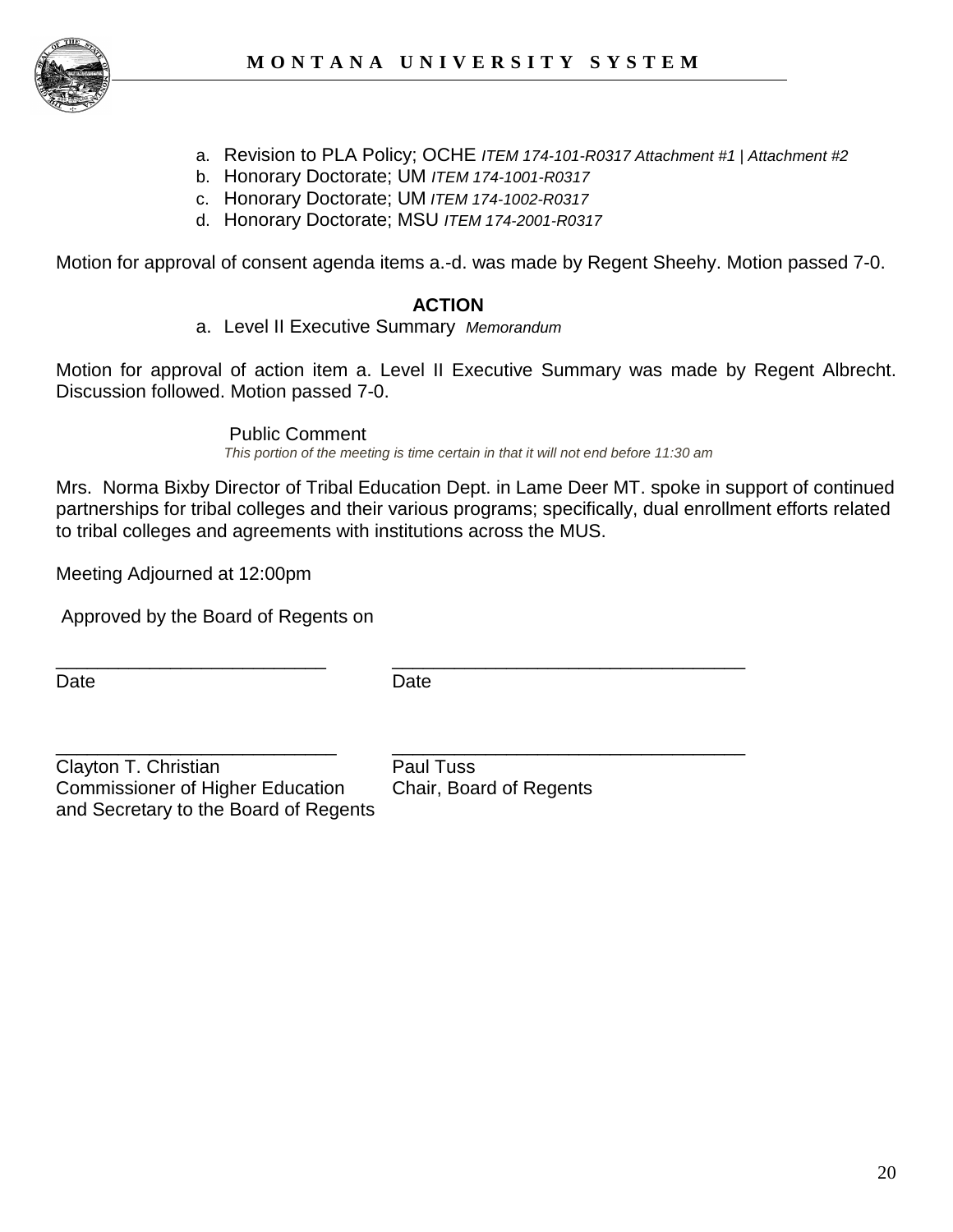a. Revision to PLA Policy; OCHE *ITEM 174-101-R0317 Attachment #1 | Attachment #2*
b. Honorary Doctorate; UM *ITEM 174-1001-R0317*
c. Honorary Doctorate; UM *ITEM 174-1002-R0317*
d. Honorary Doctorate; MSU *ITEM 174-2001-R0317*

Motion for approval of consent agenda items a.-d. was made by Regent Sheehy. Motion passed 7-0.

**ACTION**

a. Level II Executive Summary *Memorandum*

Motion for approval of action item a. Level II Executive Summary was made by Regent Albrecht. Discussion followed. Motion passed 7-0.

Public Comment

*This portion of the meeting is time certain in that it will not end before 11:30 am*

Mrs. Norma Bixby Director of Tribal Education Dept. in Lame Deer MT. spoke in support of continued partnerships for tribal colleges and their various programs; specifically, dual enrollment efforts related to tribal colleges and agreements with institutions across the MUS.

Meeting Adjourned at 12:00pm

Approved by the Board of Regents on

___________________________ ___________________________
Date Date

___________________________ ___________________________
Clayton T. Christian Paul Tuss
Commissioner of Higher Education Chair, Board of Regents
and Secretary to the Board of Regents